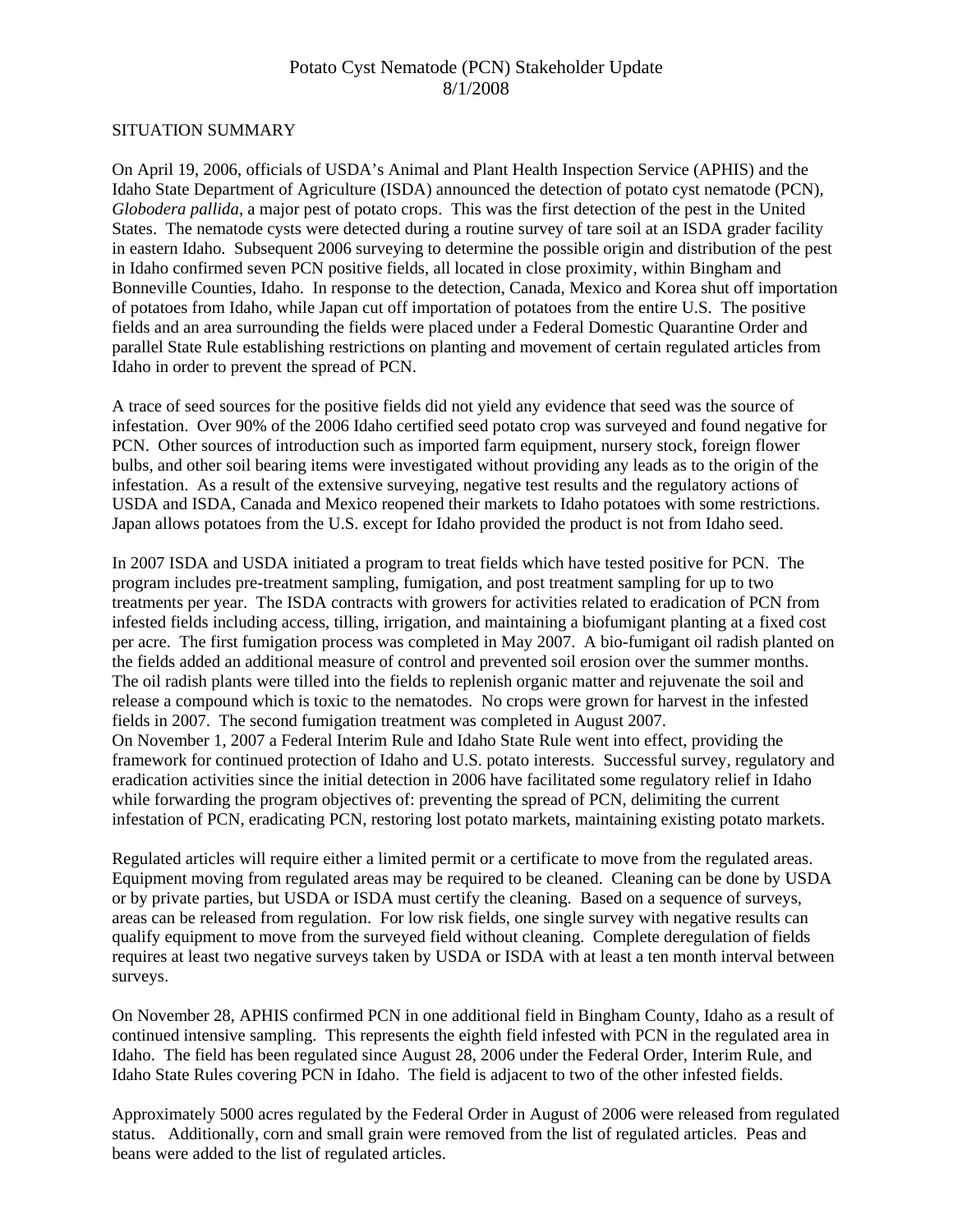# Potato Cyst Nematode (PCN) Stakeholder Update
8/1/2008

## SITUATION SUMMARY

On April 19, 2006, officials of USDA's Animal and Plant Health Inspection Service (APHIS) and the Idaho State Department of Agriculture (ISDA) announced the detection of potato cyst nematode (PCN), *Globodera pallida*, a major pest of potato crops. This was the first detection of the pest in the United States. The nematode cysts were detected during a routine survey of tare soil at an ISDA grader facility in eastern Idaho. Subsequent 2006 surveying to determine the possible origin and distribution of the pest in Idaho confirmed seven PCN positive fields, all located in close proximity, within Bingham and Bonneville Counties, Idaho. In response to the detection, Canada, Mexico and Korea shut off importation of potatoes from Idaho, while Japan cut off importation of potatoes from the entire U.S. The positive fields and an area surrounding the fields were placed under a Federal Domestic Quarantine Order and parallel State Rule establishing restrictions on planting and movement of certain regulated articles from Idaho in order to prevent the spread of PCN.

A trace of seed sources for the positive fields did not yield any evidence that seed was the source of infestation. Over 90% of the 2006 Idaho certified seed potato crop was surveyed and found negative for PCN. Other sources of introduction such as imported farm equipment, nursery stock, foreign flower bulbs, and other soil bearing items were investigated without providing any leads as to the origin of the infestation. As a result of the extensive surveying, negative test results and the regulatory actions of USDA and ISDA, Canada and Mexico reopened their markets to Idaho potatoes with some restrictions. Japan allows potatoes from the U.S. except for Idaho provided the product is not from Idaho seed.

In 2007 ISDA and USDA initiated a program to treat fields which have tested positive for PCN. The program includes pre-treatment sampling, fumigation, and post treatment sampling for up to two treatments per year. The ISDA contracts with growers for activities related to eradication of PCN from infested fields including access, tilling, irrigation, and maintaining a biofumigant planting at a fixed cost per acre. The first fumigation process was completed in May 2007. A bio-fumigant oil radish planted on the fields added an additional measure of control and prevented soil erosion over the summer months. The oil radish plants were tilled into the fields to replenish organic matter and rejuvenate the soil and release a compound which is toxic to the nematodes. No crops were grown for harvest in the infested fields in 2007. The second fumigation treatment was completed in August 2007.
On November 1, 2007 a Federal Interim Rule and Idaho State Rule went into effect, providing the framework for continued protection of Idaho and U.S. potato interests. Successful survey, regulatory and eradication activities since the initial detection in 2006 have facilitated some regulatory relief in Idaho while forwarding the program objectives of: preventing the spread of PCN, delimiting the current infestation of PCN, eradicating PCN, restoring lost potato markets, maintaining existing potato markets.

Regulated articles will require either a limited permit or a certificate to move from the regulated areas. Equipment moving from regulated areas may be required to be cleaned. Cleaning can be done by USDA or by private parties, but USDA or ISDA must certify the cleaning. Based on a sequence of surveys, areas can be released from regulation. For low risk fields, one single survey with negative results can qualify equipment to move from the surveyed field without cleaning. Complete deregulation of fields requires at least two negative surveys taken by USDA or ISDA with at least a ten month interval between surveys.

On November 28, APHIS confirmed PCN in one additional field in Bingham County, Idaho as a result of continued intensive sampling. This represents the eighth field infested with PCN in the regulated area in Idaho. The field has been regulated since August 28, 2006 under the Federal Order, Interim Rule, and Idaho State Rules covering PCN in Idaho. The field is adjacent to two of the other infested fields.

Approximately 5000 acres regulated by the Federal Order in August of 2006 were released from regulated status. Additionally, corn and small grain were removed from the list of regulated articles. Peas and beans were added to the list of regulated articles.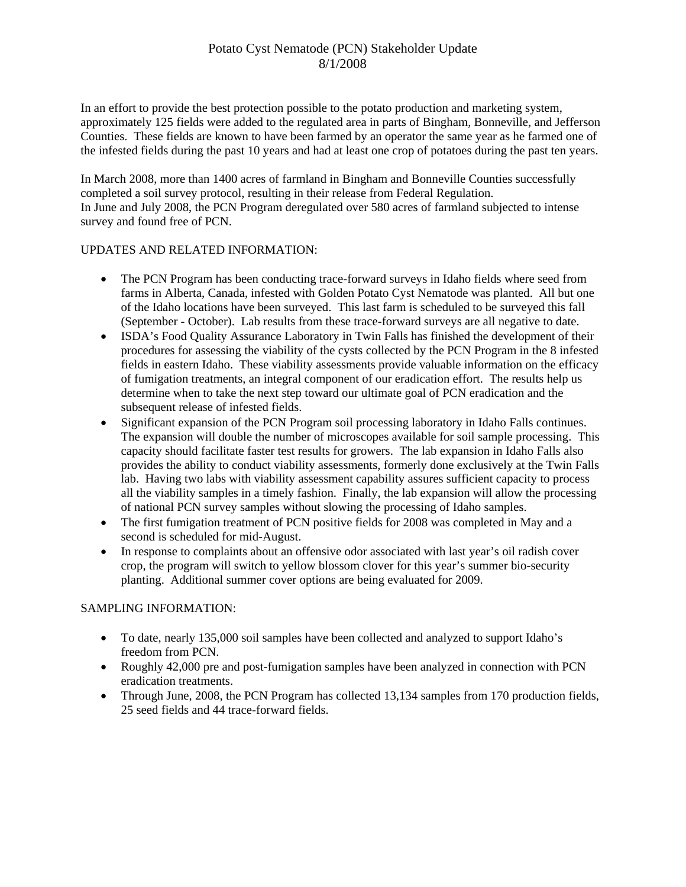# Potato Cyst Nematode (PCN) Stakeholder Update
8/1/2008

In an effort to provide the best protection possible to the potato production and marketing system, approximately 125 fields were added to the regulated area in parts of Bingham, Bonneville, and Jefferson Counties. These fields are known to have been farmed by an operator the same year as he farmed one of the infested fields during the past 10 years and had at least one crop of potatoes during the past ten years.

In March 2008, more than 1400 acres of farmland in Bingham and Bonneville Counties successfully completed a soil survey protocol, resulting in their release from Federal Regulation.
In June and July 2008, the PCN Program deregulated over 580 acres of farmland subjected to intense survey and found free of PCN.

UPDATES AND RELATED INFORMATION:

- The PCN Program has been conducting trace-forward surveys in Idaho fields where seed from farms in Alberta, Canada, infested with Golden Potato Cyst Nematode was planted. All but one of the Idaho locations have been surveyed. This last farm is scheduled to be surveyed this fall (September - October). Lab results from these trace-forward surveys are all negative to date.
- ISDA's Food Quality Assurance Laboratory in Twin Falls has finished the development of their procedures for assessing the viability of the cysts collected by the PCN Program in the 8 infested fields in eastern Idaho. These viability assessments provide valuable information on the efficacy of fumigation treatments, an integral component of our eradication effort. The results help us determine when to take the next step toward our ultimate goal of PCN eradication and the subsequent release of infested fields.
- Significant expansion of the PCN Program soil processing laboratory in Idaho Falls continues. The expansion will double the number of microscopes available for soil sample processing. This capacity should facilitate faster test results for growers. The lab expansion in Idaho Falls also provides the ability to conduct viability assessments, formerly done exclusively at the Twin Falls lab. Having two labs with viability assessment capability assures sufficient capacity to process all the viability samples in a timely fashion. Finally, the lab expansion will allow the processing of national PCN survey samples without slowing the processing of Idaho samples.
- The first fumigation treatment of PCN positive fields for 2008 was completed in May and a second is scheduled for mid-August.
- In response to complaints about an offensive odor associated with last year's oil radish cover crop, the program will switch to yellow blossom clover for this year's summer bio-security planting. Additional summer cover options are being evaluated for 2009.

SAMPLING INFORMATION:

- To date, nearly 135,000 soil samples have been collected and analyzed to support Idaho's freedom from PCN.
- Roughly 42,000 pre and post-fumigation samples have been analyzed in connection with PCN eradication treatments.
- Through June, 2008, the PCN Program has collected 13,134 samples from 170 production fields, 25 seed fields and 44 trace-forward fields.